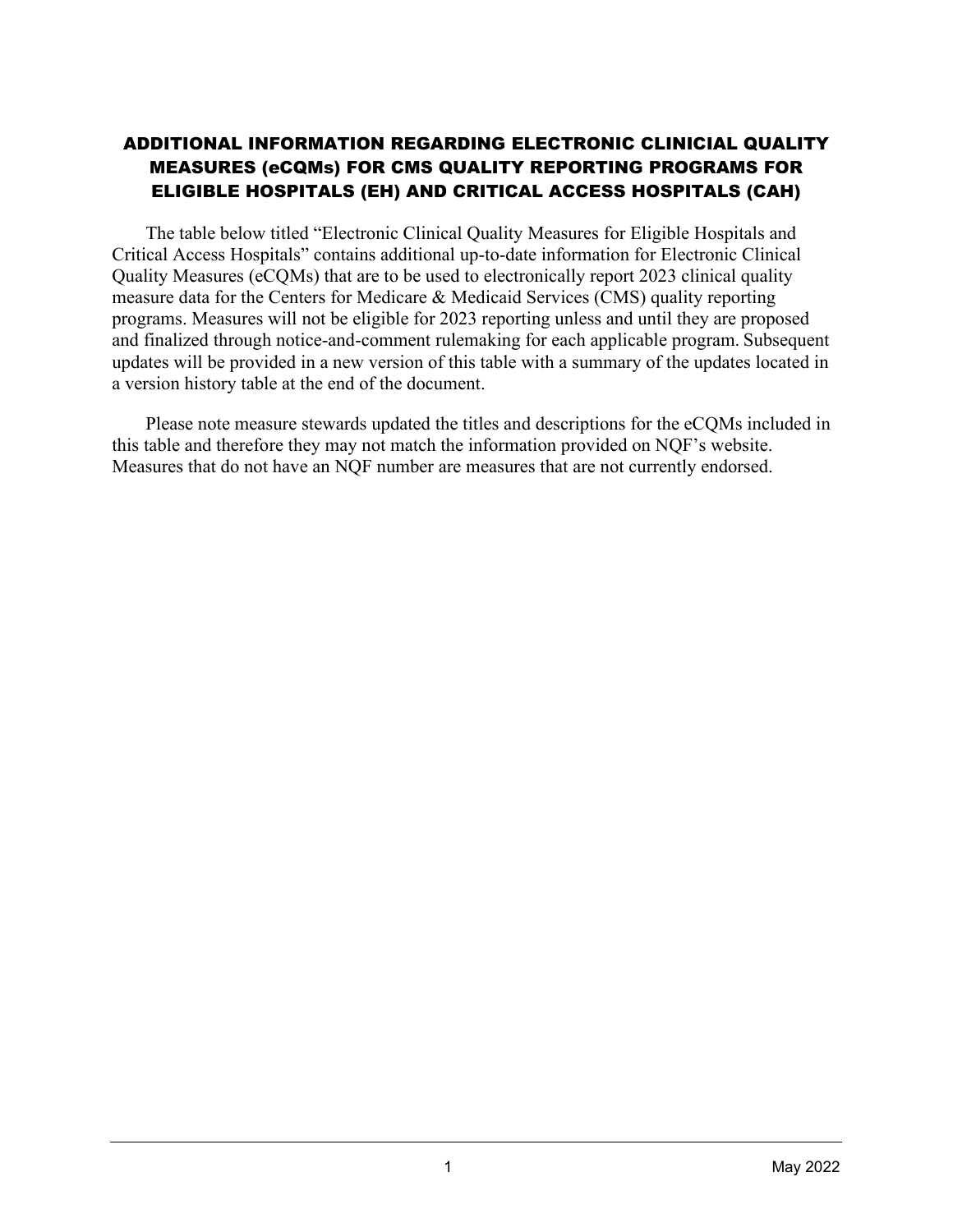# ADDITIONAL INFORMATION REGARDING ELECTRONIC CLINICIAL QUALITY MEASURES (eCQMs) FOR CMS QUALITY REPORTING PROGRAMS FOR ELIGIBLE HOSPITALS (EH) AND CRITICAL ACCESS HOSPITALS (CAH)

The table below titled "Electronic Clinical Quality Measures for Eligible Hospitals and Critical Access Hospitals" contains additional up-to-date information for Electronic Clinical Quality Measures (eCQMs) that are to be used to electronically report 2023 clinical quality measure data for the Centers for Medicare & Medicaid Services (CMS) quality reporting programs. Measures will not be eligible for 2023 reporting unless and until they are proposed and finalized through notice-and-comment rulemaking for each applicable program. Subsequent updates will be provided in a new version of this table with a summary of the updates located in a version history table at the end of the document.

Please note measure stewards updated the titles and descriptions for the eCQMs included in this table and therefore they may not match the information provided on NQF's website. Measures that do not have an NQF number are measures that are not currently endorsed.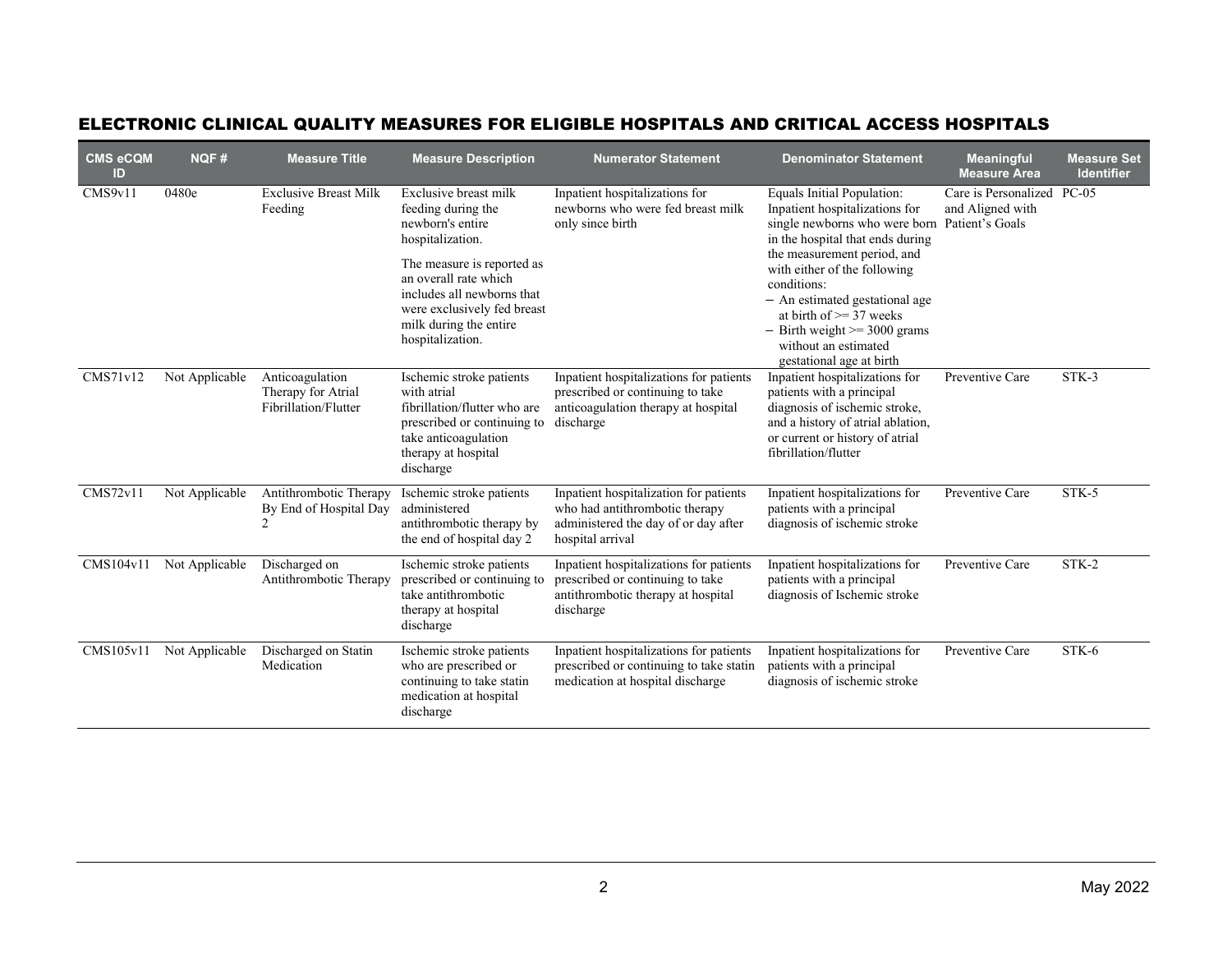## ELECTRONIC CLINICAL QUALITY MEASURES FOR ELIGIBLE HOSPITALS AND CRITICAL ACCESS HOSPITALS

| CMS eCQM ID | NQF # | Measure Title | Measure Description | Numerator Statement | Denominator Statement | Meaningful Measure Area | Measure Set Identifier |
|---|---|---|---|---|---|---|---|
| CMS9v11 | 0480e | Exclusive Breast Milk Feeding | Exclusive breast milk feeding during the newborn's entire hospitalization.<br><br>The measure is reported as an overall rate which includes all newborns that were exclusively fed breast milk during the entire hospitalization. | Inpatient hospitalizations for newborns who were fed breast milk only since birth | Equals Initial Population: Inpatient hospitalizations for single newborns who were born in the hospital that ends during the measurement period, and with either of the following conditions:<br>– An estimated gestational age at birth of >= 37 weeks<br>– Birth weight >= 3000 grams without an estimated gestational age at birth | Care is Personalized and Aligned with Patient's Goals | PC-05 |
| CMS71v12 | Not Applicable | Anticoagulation Therapy for Atrial Fibrillation/Flutter | Ischemic stroke patients with atrial fibrillation/flutter who are prescribed or continuing to take anticoagulation therapy at hospital discharge | Inpatient hospitalizations for patients prescribed or continuing to take anticoagulation therapy at hospital discharge | Inpatient hospitalizations for patients with a principal diagnosis of ischemic stroke, and a history of atrial ablation, or current or history of atrial fibrillation/flutter | Preventive Care | STK-3 |
| CMS72v11 | Not Applicable | Antithrombotic Therapy By End of Hospital Day 2 | Ischemic stroke patients administered antithrombotic therapy by the end of hospital day 2 | Inpatient hospitalization for patients who had antithrombotic therapy administered the day of or day after hospital arrival | Inpatient hospitalizations for patients with a principal diagnosis of ischemic stroke | Preventive Care | STK-5 |
| CMS104v11 | Not Applicable | Discharged on Antithrombotic Therapy | Ischemic stroke patients prescribed or continuing to take antithrombotic therapy at hospital discharge | Inpatient hospitalizations for patients prescribed or continuing to take antithrombotic therapy at hospital discharge | Inpatient hospitalizations for patients with a principal diagnosis of Ischemic stroke | Preventive Care | STK-2 |
| CMS105v11 | Not Applicable | Discharged on Statin Medication | Ischemic stroke patients who are prescribed or continuing to take statin medication at hospital discharge | Inpatient hospitalizations for patients prescribed or continuing to take statin medication at hospital discharge | Inpatient hospitalizations for patients with a principal diagnosis of ischemic stroke | Preventive Care | STK-6 |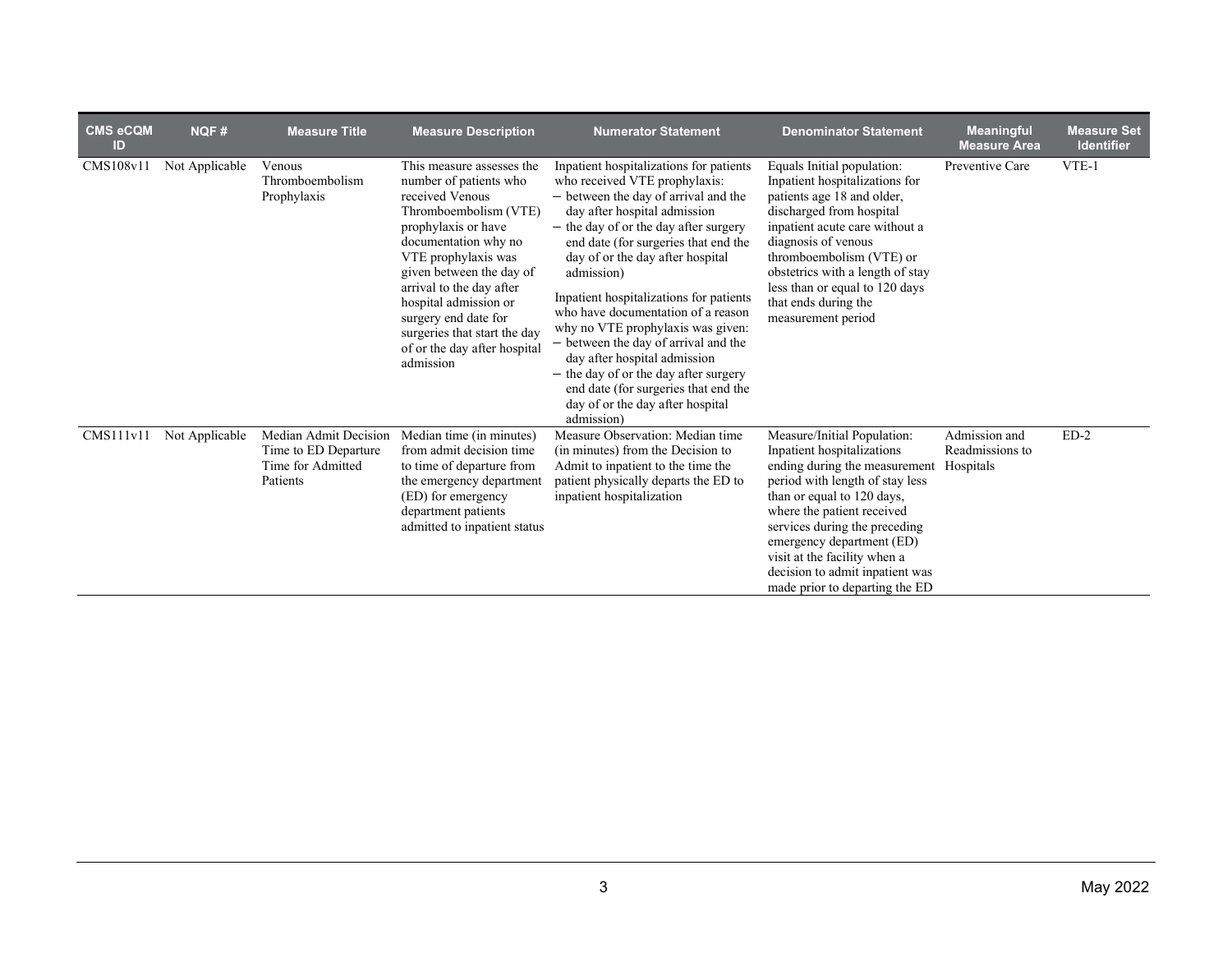| CMS eCQM ID | NQF # | Measure Title | Measure Description | Numerator Statement | Denominator Statement | Meaningful Measure Area | Measure Set Identifier |
|---|---|---|---|---|---|---|---|
| CMS108v11 | Not Applicable | Venous Thromboembolism Prophylaxis | This measure assesses the number of patients who received Venous Thromboembolism (VTE) prophylaxis or have documentation why no VTE prophylaxis was given between the day of arrival to the day after hospital admission or surgery end date for surgeries that start the day of or the day after hospital admission | Inpatient hospitalizations for patients who received VTE prophylaxis:<br>– between the day of arrival and the day after hospital admission<br>– the day of or the day after surgery end date (for surgeries that end the day of or the day after hospital admission)<br><br>Inpatient hospitalizations for patients who have documentation of a reason why no VTE prophylaxis was given:<br>– between the day of arrival and the day after hospital admission<br>– the day of or the day after surgery end date (for surgeries that end the day of or the day after hospital admission) | Equals Initial population: Inpatient hospitalizations for patients age 18 and older, discharged from hospital inpatient acute care without a diagnosis of venous thromboembolism (VTE) or obstetrics with a length of stay less than or equal to 120 days that ends during the measurement period | Preventive Care | VTE-1 |
| CMS111v11 | Not Applicable | Median Admit Decision Time to ED Departure Time for Admitted Patients | Median time (in minutes) from admit decision time to time of departure from the emergency department (ED) for emergency department patients admitted to inpatient status | Measure Observation: Median time (in minutes) from the Decision to Admit to inpatient to the time the patient physically departs the ED to inpatient hospitalization | Measure/Initial Population: Inpatient hospitalizations ending during the measurement period with length of stay less than or equal to 120 days, where the patient received services during the preceding emergency department (ED) visit at the facility when a decision to admit inpatient was made prior to departing the ED | Admission and Readmissions to Hospitals | ED-2 |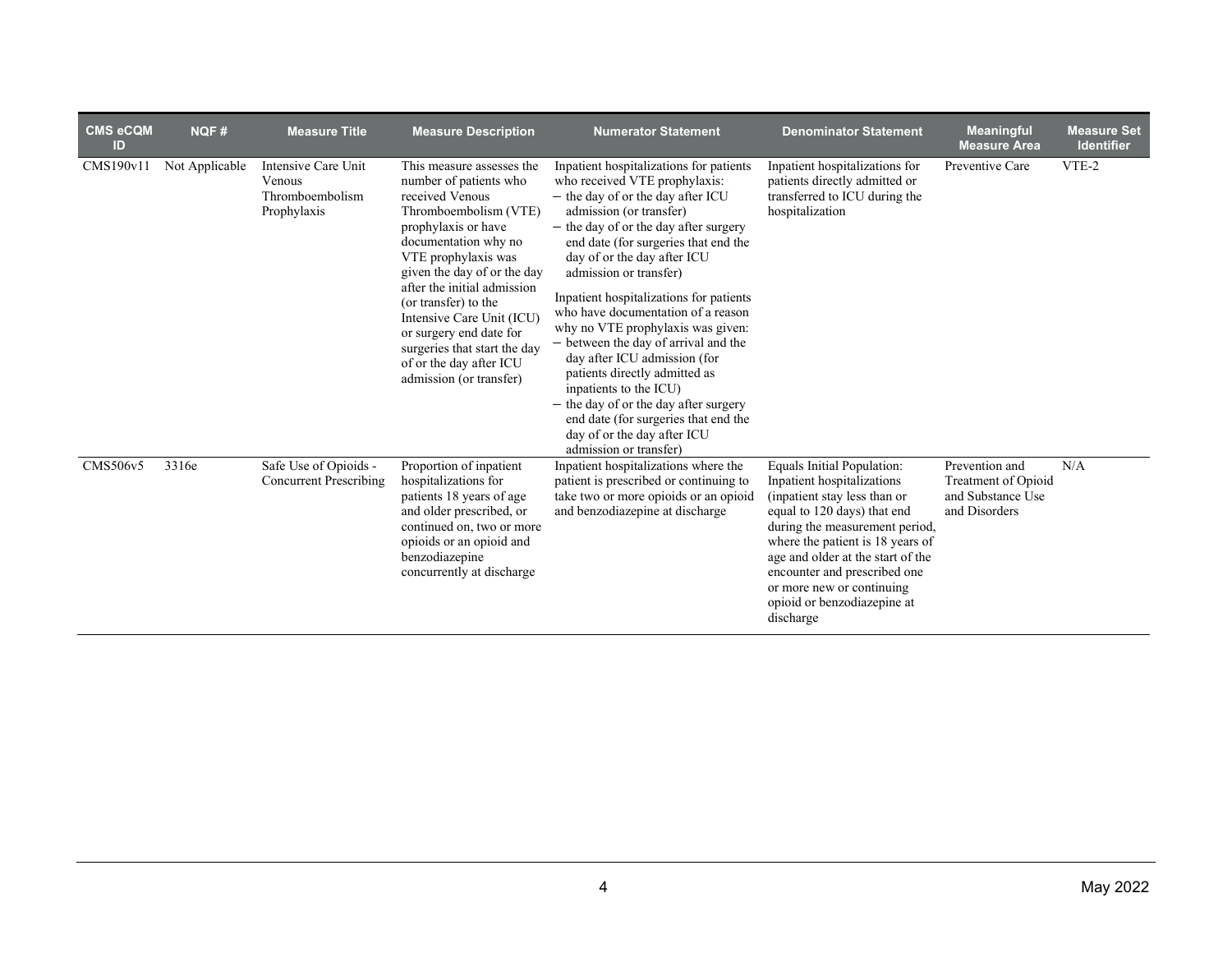| CMS eCQM ID | NQF # | Measure Title | Measure Description | Numerator Statement | Denominator Statement | Meaningful Measure Area | Measure Set Identifier |
|---|---|---|---|---|---|---|---|
| CMS190v11 | Not Applicable | Intensive Care Unit Venous Thromboembolism Prophylaxis | This measure assesses the number of patients who received Venous Thromboembolism (VTE) prophylaxis or have documentation why no VTE prophylaxis was given the day of or the day after the initial admission (or transfer) to the Intensive Care Unit (ICU) or surgery end date for surgeries that start the day of or the day after ICU admission (or transfer) | Inpatient hospitalizations for patients who received VTE prophylaxis:<br>– the day of or the day after ICU admission (or transfer)<br>– the day of or the day after surgery end date (for surgeries that end the day of or the day after ICU admission or transfer)<br><br>Inpatient hospitalizations for patients who have documentation of a reason why no VTE prophylaxis was given:<br>– between the day of arrival and the day after ICU admission (for patients directly admitted as inpatients to the ICU)<br>– the day of or the day after surgery end date (for surgeries that end the day of or the day after ICU admission or transfer) | Inpatient hospitalizations for patients directly admitted or transferred to ICU during the hospitalization | Preventive Care | VTE-2 |
| CMS506v5 | 3316e | Safe Use of Opioids - Concurrent Prescribing | Proportion of inpatient hospitalizations for patients 18 years of age and older prescribed, or continued on, two or more opioids or an opioid and benzodiazepine concurrently at discharge | Inpatient hospitalizations where the patient is prescribed or continuing to take two or more opioids or an opioid and benzodiazepine at discharge | Equals Initial Population: Inpatient hospitalizations (inpatient stay less than or equal to 120 days) that end during the measurement period, where the patient is 18 years of age and older at the start of the encounter and prescribed one or more new or continuing opioid or benzodiazepine at discharge | Prevention and Treatment of Opioid and Substance Use and Disorders | N/A |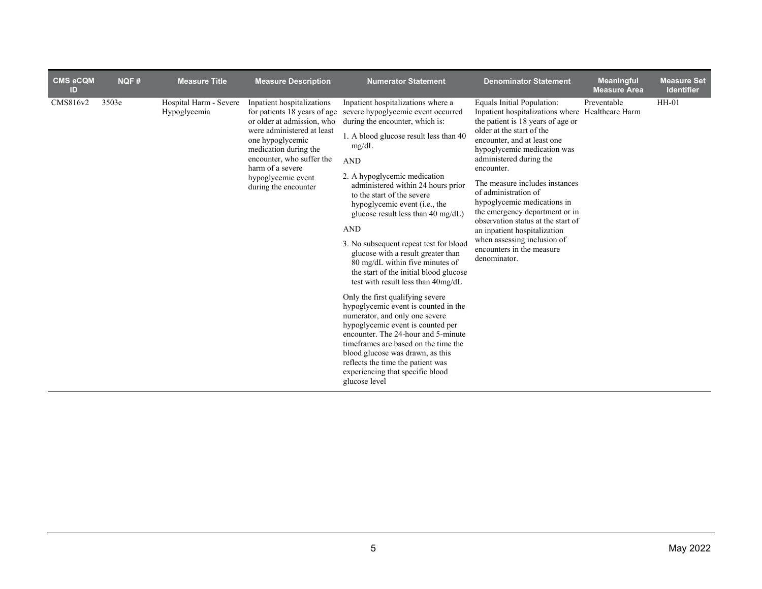| CMS eCQM ID | NQF # | Measure Title | Measure Description | Numerator Statement | Denominator Statement | Meaningful Measure Area | Measure Set Identifier |
|---|---|---|---|---|---|---|---|
| CMS816v2 | 3503e | Hospital Harm - Severe Hypoglycemia | Inpatient hospitalizations for patients 18 years of age or older at admission, who were administered at least one hypoglycemic medication during the encounter, who suffer the harm of a severe hypoglycemic event during the encounter | Inpatient hospitalizations where a severe hypoglycemic event occurred during the encounter, which is:<br>1. A blood glucose result less than 40 mg/dL<br>AND<br>2. A hypoglycemic medication administered within 24 hours prior to the start of the severe hypoglycemic event (i.e., the glucose result less than 40 mg/dL)<br>AND<br>3. No subsequent repeat test for blood glucose with a result greater than 80 mg/dL within five minutes of the start of the initial blood glucose test with result less than 40mg/dL<br><br>Only the first qualifying severe hypoglycemic event is counted in the numerator, and only one severe hypoglycemic event is counted per encounter. The 24-hour and 5-minute timeframes are based on the time the blood glucose was drawn, as this reflects the time the patient was experiencing that specific blood glucose level | Equals Initial Population: Inpatient hospitalizations where the patient is 18 years of age or older at the start of the encounter, and at least one hypoglycemic medication was administered during the encounter.<br><br>The measure includes instances of administration of hypoglycemic medications in the emergency department or in observation status at the start of an inpatient hospitalization when assessing inclusion of encounters in the measure denominator. | Preventable Healthcare Harm | HH-01 |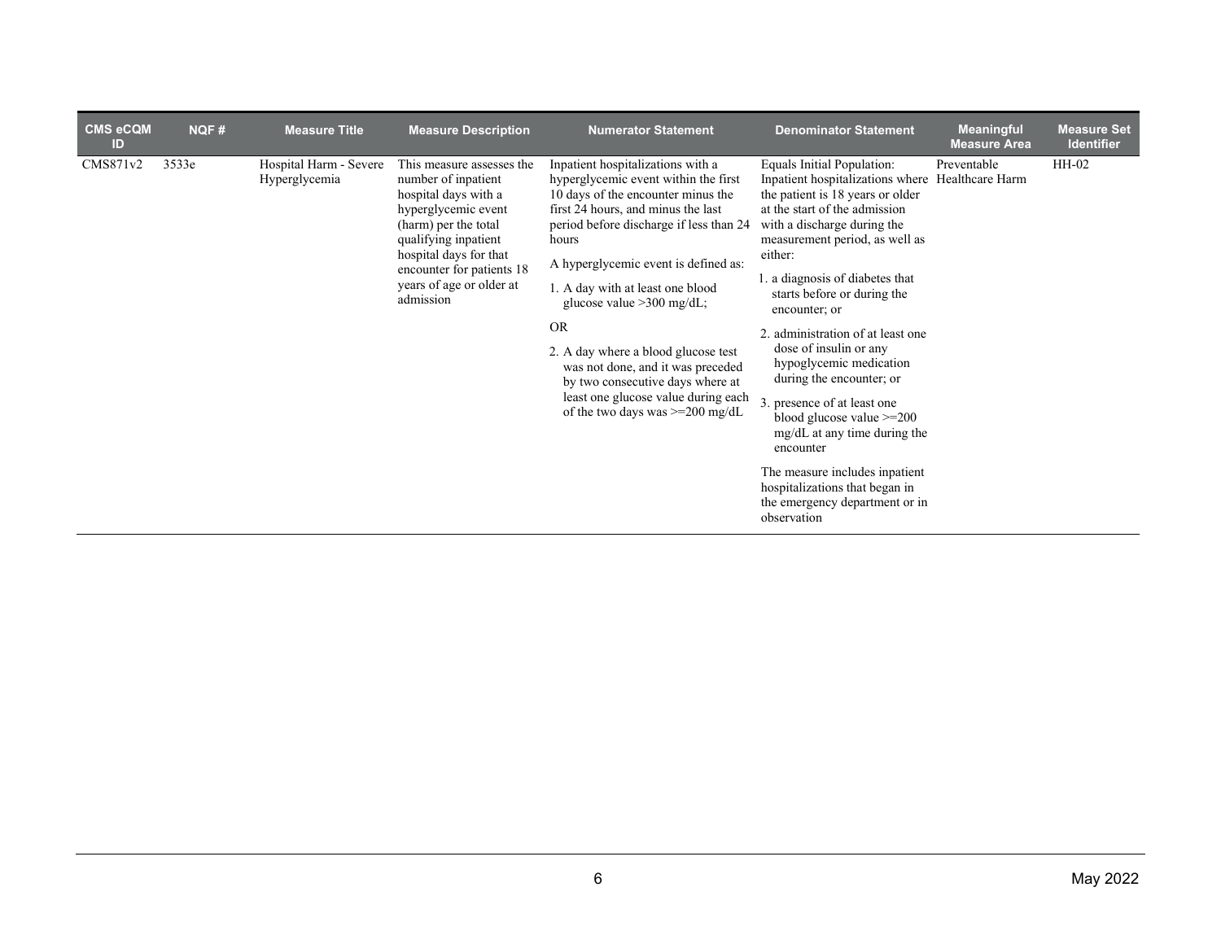| CMS eCQM ID | NQF # | Measure Title | Measure Description | Numerator Statement | Denominator Statement | Meaningful Measure Area | Measure Set Identifier |
|---|---|---|---|---|---|---|---|
| CMS871v2 | 3533e | Hospital Harm - Severe Hyperglycemia | This measure assesses the number of inpatient hospital days with a hyperglycemic event (harm) per the total qualifying inpatient hospital days for that encounter for patients 18 years of age or older at admission | Inpatient hospitalizations with a hyperglycemic event within the first 10 days of the encounter minus the first 24 hours, and minus the last period before discharge if less than 24 hours<br><br>A hyperglycemic event is defined as:<br><br>1. A day with at least one blood glucose value >300 mg/dL;<br><br>OR<br><br>2. A day where a blood glucose test was not done, and it was preceded by two consecutive days where at least one glucose value during each of the two days was >=200 mg/dL | Equals Initial Population: Inpatient hospitalizations where the patient is 18 years or older at the start of the admission with a discharge during the measurement period, as well as either:<br><br>1. a diagnosis of diabetes that starts before or during the encounter; or<br><br>2. administration of at least one dose of insulin or any hypoglycemic medication during the encounter; or<br><br>3. presence of at least one blood glucose value >=200 mg/dL at any time during the encounter<br><br>The measure includes inpatient hospitalizations that began in the emergency department or in observation | Preventable Healthcare Harm | HH-02 |

May 2022